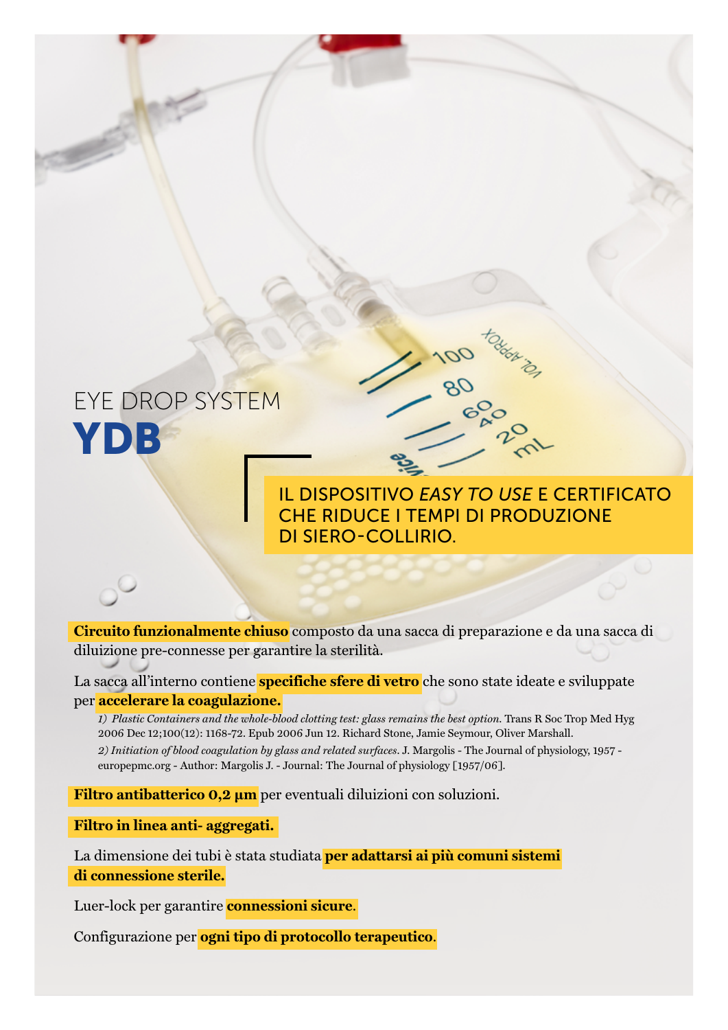EYE DROP SYSTEM

# YDB

## IL DISPOSITIVO *EASY TO USE* E CERTIFICATO CHE RIDUCE I TEMPI DI PRODUZIONE DI SIERO-COLLIRIO.

**Circuito funzionalmente chiuso** composto da una sacca di preparazione e da una sacca di diluizione pre-connesse per garantire la sterilità.

La sacca all'interno contiene **specifiche sfere di vetro** che sono state ideate e sviluppate per **accelerare la coagulazione.**

1) *Plastic Containers and the whole-blood clotting test: glass remains the best option.* Trans R Soc Trop Med Hyg 2006 Dec 12;100(12): 1168-72. Epub 2006 Jun 12. Richard Stone, Jamie Seymour, Oliver Marshall.

2) *Initiation of blood coagulation by glass and related surfaces.* J. Margolis - The Journal of physiology, 1957 - europepmc.org - Author: Margolis J. - Journal: The Journal of physiology [1957/06].

**Filtro antibatterico 0,2 µm** per eventuali diluizioni con soluzioni.

**Filtro in linea anti- aggregati.**

La dimensione dei tubi è stata studiata **per adattarsi ai più comuni sistemi di connessione sterile.**

Luer-lock per garantire **connessioni sicure**.

Configurazione per **ogni tipo di protocollo terapeutico**.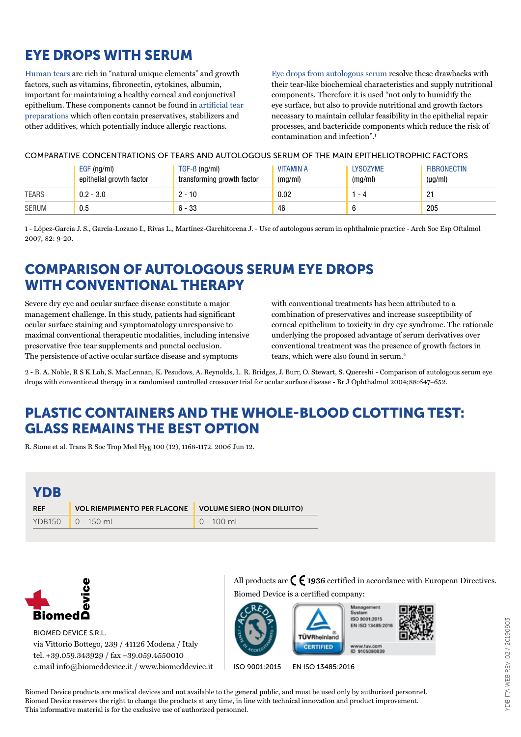# EYE DROPS WITH SERUM

Human tears are rich in "natural unique elements" and growth factors, such as vitamins, fibronectin, cytokines, albumin, important for maintaining a healthy corneal and conjunctival epithelium. These components cannot be found in artificial tear preparations which often contain preservatives, stabilizers and other additives, which potentially induce allergic reactions.

Eye drops from autologous serum resolve these drawbacks with their tear-like biochemical characteristics and supply nutritional components. Therefore it is used "not only to humidify the eye surface, but also to provide nutritional and growth factors necessary to maintain cellular feasibility in the epithelial repair processes, and bactericide components which reduce the risk of contamination and infection".[1]

COMPARATIVE CONCENTRATIONS OF TEARS AND AUTOLOGOUS SERUM OF THE MAIN EPITHELIOTROPHIC FACTORS

| | EGF (ng/ml) epithelial growth factor | TGF-ß (ng/ml) transforming growth factor | VITAMIN A (mg/ml) | LYSOZYME (mg/ml) | FIBRONECTIN (µg/ml) |
|---|---|---|---|---|---|
| TEARS | 0.2 - 3.0 | 2 - 10 | 0.02 | 1 - 4 | 21 |
| SERUM | 0.5 | 6 - 33 | 46 | 6 | 205 |

1 - López-García J. S., García-Lozano I., Rivas L., Martínez-Garchitorena J. - Use of autologous serum in ophthalmic practice - Arch Soc Esp Oftalmol 2007; 82: 9-20.

# COMPARISON OF AUTOLOGOUS SERUM EYE DROPS WITH CONVENTIONAL THERAPY

Severe dry eye and ocular surface disease constitute a major management challenge. In this study, patients had significant ocular surface staining and symptomatology unresponsive to maximal conventional therapeutic modalities, including intensive preservative free tear supplements and punctal occlusion. The persistence of active ocular surface disease and symptoms with conventional treatments has been attributed to a combination of preservatives and increase susceptibility of corneal epithelium to toxicity in dry eye syndrome. The rationale underlying the proposed advantage of serum derivatives over conventional treatment was the presence of growth factors in tears, which were also found in serum.[2]

2 - B. A. Noble, R S K Loh, S. MacLennan, K. Pesudovs, A. Reynolds, L. R. Bridges, J. Burr, O. Stewart, S. Quereshi - Comparison of autologous serum eye drops with conventional therapy in a randomised controlled crossover trial for ocular surface disease - Br J Ophthalmol 2004;88:647–652.

# PLASTIC CONTAINERS AND THE WHOLE-BLOOD CLOTTING TEST: GLASS REMAINS THE BEST OPTION

R. Stone et al. Trans R Soc Trop Med Hyg 100 (12), 1168-1172. 2006 Jun 12.

## YDB

| REF | VOL RIEMPIMENTO PER FLACONE | VOLUME SIERO (NON DILUITO) |
|---|---|---|
| YDB150 | 0 - 150 ml | 0 - 100 ml |

BiomedDevice

BIOMED DEVICE S.R.L.
via Vittorio Bottego, 239 / 41126 Modena / Italy
tel. +39.059.343929 / fax +39.059.4550010
e.mail info@biomeddevice.it / www.biomeddevice.it

All products are CE 1936 certified in accordance with European Directives.
Biomed Device is a certified company:

Management System ISO 9001:2015 EN ISO 13485:2016
TÜVRheinland CERTIFIED
www.tuv.com ID 9105080839

ISO 9001:2015 EN ISO 13485:2016

Biomed Device products are medical devices and not available to the general public, and must be used only by authorized personnel.
Biomed Device reserves the right to change the products at any time, in line with technical innovation and product improvement.
This informative material is for the exclusive use of authorized personnel.

YDB ITA WEB REV. 02 / 20190903